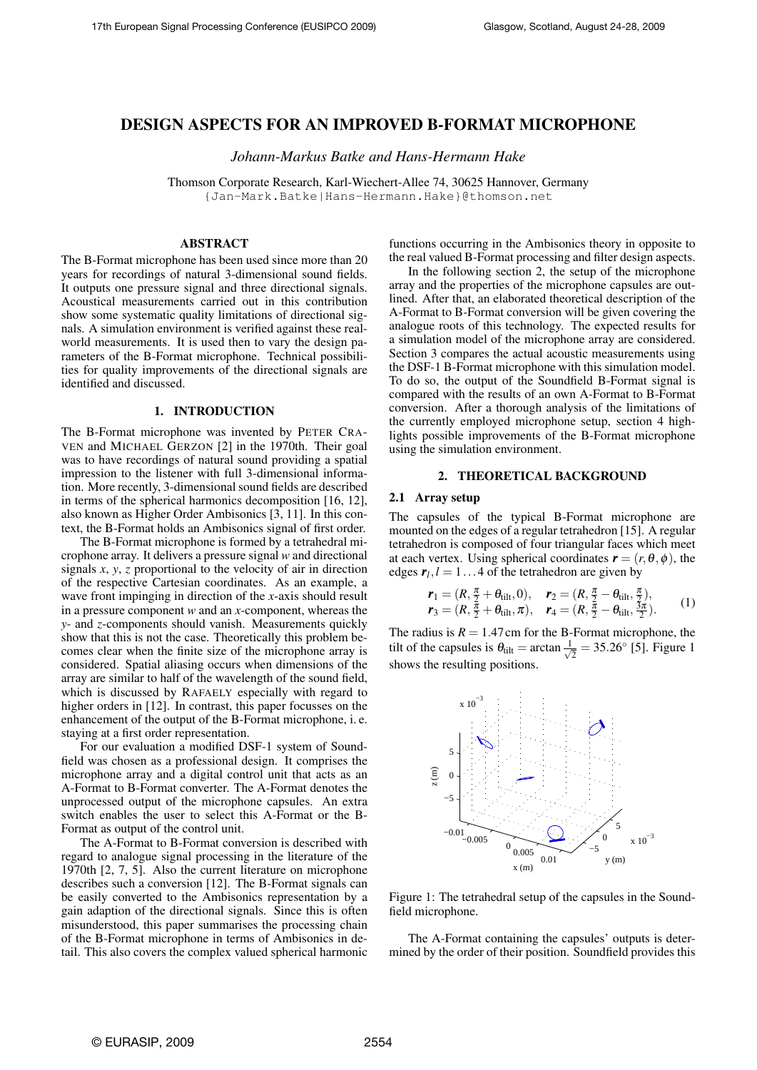# DESIGN ASPECTS FOR AN IMPROVED B-FORMAT MICROPHONE

*Johann-Markus Batke and Hans-Hermann Hake*

Thomson Corporate Research, Karl-Wiechert-Allee 74, 30625 Hannover, Germany
{Jan-Mark.Batke|Hans-Hermann.Hake}@thomson.net

## ABSTRACT

The B-Format microphone has been used since more than 20 years for recordings of natural 3-dimensional sound fields. It outputs one pressure signal and three directional signals. Acoustical measurements carried out in this contribution show some systematic quality limitations of directional signals. A simulation environment is verified against these real-world measurements. It is used then to vary the design parameters of the B-Format microphone. Technical possibilities for quality improvements of the directional signals are identified and discussed.

## 1. INTRODUCTION

The B-Format microphone was invented by PETER CRAVEN and MICHAEL GERZON [2] in the 1970th. Their goal was to have recordings of natural sound providing a spatial impression to the listener with full 3-dimensional information. More recently, 3-dimensional sound fields are described in terms of the spherical harmonics decomposition [16, 12], also known as Higher Order Ambisonics [3, 11]. In this context, the B-Format holds an Ambisonics signal of first order.

The B-Format microphone is formed by a tetrahedral microphone array. It delivers a pressure signal $w$ and directional signals $x$, $y$, $z$ proportional to the velocity of air in direction of the respective Cartesian coordinates. As an example, a wave front impinging in direction of the $x$-axis should result in a pressure component $w$ and an $x$-component, whereas the $y$- and $z$-components should vanish. Measurements quickly show that this is not the case. Theoretically this problem becomes clear when the finite size of the microphone array is considered. Spatial aliasing occurs when dimensions of the array are similar to half of the wavelength of the sound field, which is discussed by RAFAELY especially with regard to higher orders in [12]. In contrast, this paper focusses on the enhancement of the output of the B-Format microphone, i. e. staying at a first order representation.

For our evaluation a modified DSF-1 system of Soundfield was chosen as a professional design. It comprises the microphone array and a digital control unit that acts as an A-Format to B-Format converter. The A-Format denotes the unprocessed output of the microphone capsules. An extra switch enables the user to select this A-Format or the B-Format as output of the control unit.

The A-Format to B-Format conversion is described with regard to analogue signal processing in the literature of the 1970th [2, 7, 5]. Also the current literature on microphone describes such a conversion [12]. The B-Format signals can be easily converted to the Ambisonics representation by a gain adaption of the directional signals. Since this is often misunderstood, this paper summarises the processing chain of the B-Format microphone in terms of Ambisonics in detail. This also covers the complex valued spherical harmonic functions occurring in the Ambisonics theory in opposite to the real valued B-Format processing and filter design aspects.

In the following section 2, the setup of the microphone array and the properties of the microphone capsules are outlined. After that, an elaborated theoretical description of the A-Format to B-Format conversion will be given covering the analogue roots of this technology. The expected results for a simulation model of the microphone array are considered. Section 3 compares the actual acoustic measurements using the DSF-1 B-Format microphone with this simulation model. To do so, the output of the Soundfield B-Format signal is compared with the results of an own A-Format to B-Format conversion. After a thorough analysis of the limitations of the currently employed microphone setup, section 4 highlights possible improvements of the B-Format microphone using the simulation environment.

## 2. THEORETICAL BACKGROUND

### 2.1 Array setup

The capsules of the typical B-Format microphone are mounted on the edges of a regular tetrahedron [15]. A regular tetrahedron is composed of four triangular faces which meet at each vertex. Using spherical coordinates $\boldsymbol{r} = (r, \theta, \phi)$, the edges $\boldsymbol{r}_l, l = 1 \dots 4$ of the tetrahedron are given by

$$\begin{aligned} \boldsymbol{r}_1 &= (R, \tfrac{\pi}{2} + \theta_{\text{tilt}}, 0), \quad & \boldsymbol{r}_2 &= (R, \tfrac{\pi}{2} - \theta_{\text{tilt}}, \tfrac{\pi}{2}), \\ \boldsymbol{r}_3 &= (R, \tfrac{\pi}{2} + \theta_{\text{tilt}}, \pi), \quad & \boldsymbol{r}_4 &= (R, \tfrac{\pi}{2} - \theta_{\text{tilt}}, \tfrac{3\pi}{2}). \end{aligned} \tag{1}$$

The radius is $R = 1.47\,\text{cm}$ for the B-Format microphone, the tilt of the capsules is $\theta_{\text{tilt}} = \arctan \frac{1}{\sqrt{2}} = 35.26^\circ$ [5]. Figure 1 shows the resulting positions.

Figure 1: The tetrahedral setup of the capsules in the Soundfield microphone.

The A-Format containing the capsules' outputs is determined by the order of their position. Soundfield provides this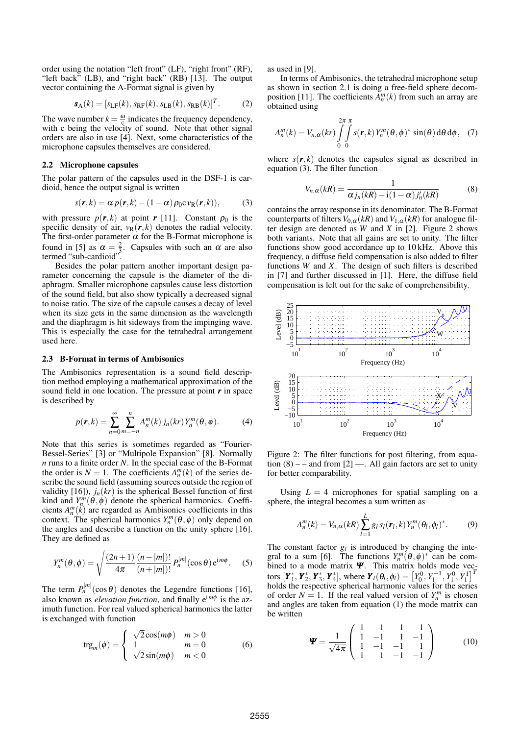order using the notation "left front" (LF), "right front" (RF), "left back" (LB), and "right back" (RB) [13]. The output vector containing the A-Format signal is given by

$$\boldsymbol{s}_{\mathrm{A}}(k) = [s_{\mathrm{LF}}(k), s_{\mathrm{RF}}(k), s_{\mathrm{LB}}(k), s_{\mathrm{RB}}(k)]^T. \tag{2}$$

The wave number $k = \frac{\omega}{c}$ indicates the frequency dependency, with c being the velocity of sound. Note that other signal orders are also in use [4]. Next, some characteristics of the microphone capsules themselves are considered.

### 2.2 Microphone capsules

The polar pattern of the capsules used in the DSF-1 is cardioid, hence the output signal is written

$$s(\boldsymbol{r},k) = \alpha\, p(\boldsymbol{r},k) - (1-\alpha)\,\rho_0 c\, v_{\mathrm{R}}(\boldsymbol{r},k)), \tag{3}$$

with pressure $p(\boldsymbol{r},k)$ at point $\boldsymbol{r}$ [11]. Constant $\rho_0$ is the specific density of air, $v_{\mathrm{R}}(\boldsymbol{r},k)$ denotes the radial velocity. The first-order parameter $\alpha$ for the B-Format microphone is found in [5] as $\alpha = \frac{2}{3}$. Capsules with such an $\alpha$ are also termed "sub-cardioid".

Besides the polar pattern another important design parameter concerning the capsule is the diameter of the diaphragm. Smaller microphone capsules cause less distortion of the sound field, but also show typically a decreased signal to noise ratio. The size of the capsule causes a decay of level when its size gets in the same dimension as the wavelength and the diaphragm is hit sideways from the impinging wave. This is especially the case for the tetrahedral arrangement used here.

### 2.3 B-Format in terms of Ambisonics

The Ambisonics representation is a sound field description method employing a mathematical approximation of the sound field in one location. The pressure at point $\boldsymbol{r}$ in space is described by

$$p(\boldsymbol{r},k) = \sum_{n=0}^{\infty} \sum_{m=-n}^{n} A_n^m(k)\, j_n(kr)\, Y_n^m(\theta,\phi). \tag{4}$$

Note that this series is sometimes regarded as "Fourier-Bessel-Series" [3] or "Multipole Expansion" [8]. Normally $n$ runs to a finite order $N$. In the special case of the B-Format the order is $N = 1$. The coefficients $A_n^m(k)$ of the series describe the sound field (assuming sources outside the region of validity [16]), $j_n(kr)$ is the spherical Bessel function of first kind and $Y_n^m(\theta,\phi)$ denote the spherical harmonics. Coefficients $A_n^m(k)$ are regarded as Ambisonics coefficients in this context. The spherical harmonics $Y_n^m(\theta,\phi)$ only depend on the angles and describe a function on the unity sphere [16]. They are defined as

$$Y_n^m(\theta,\phi) = \sqrt{\frac{(2n+1)}{4\pi}\frac{(n-|m|)!}{(n+|m|)!}}\, P_n^{|m|}(\cos\theta)\, \mathrm{e}^{\mathrm{i}m\phi}. \tag{5}$$

The term $P_n^{|m|}(\cos\theta)$ denotes the Legendre functions [16], also known as *elevation function*, and finally $\mathrm{e}^{\mathrm{i}m\phi}$ is the azimuth function. For real valued spherical harmonics the latter is exchanged with function

$$\mathrm{trg}_m(\phi) = \begin{cases} \sqrt{2}\cos(m\phi) & m > 0 \\ 1 & m = 0 \\ \sqrt{2}\sin(m\phi) & m < 0 \end{cases} \tag{6}$$

as used in [9].

In terms of Ambisonics, the tetrahedral microphone setup as shown in section 2.1 is doing a free-field sphere decomposition [11]. The coefficients $A_n^m(k)$ from such an array are obtained using

$$A_n^m(k) = V_{n,\alpha}(kr) \int_0^{2\pi}\int_0^{\pi} s(\boldsymbol{r},k)\, Y_n^m(\theta,\phi)^*\, \sin(\theta)\, \mathrm{d}\theta\, \mathrm{d}\phi, \tag{7}$$

where $s(\boldsymbol{r},k)$ denotes the capsules signal as described in equation (3). The filter function

$$V_{n,\alpha}(kR) = \frac{1}{\alpha\, j_n(kR) - \mathrm{i}(1-\alpha)\, j_n'(kR)} \tag{8}$$

contains the array response in its denominator. The B-Format counterparts of filters $V_{0,\alpha}(kR)$ and $V_{1,\alpha}(kR)$ for analogue filter design are denoted as $W$ and $X$ in [2]. Figure 2 shows both variants. Note that all gains are set to unity. The filter functions show good accordance up to 10 kHz. Above this frequency, a diffuse field compensation is also added to filter functions $W$ and $X$. The design of such filters is described in [7] and further discussed in [1]. Here, the diffuse field compensation is left out for the sake of comprehensibility.

Figure 2: The filter functions for post filtering, from equation (8) – – and from [2] —. All gain factors are set to unity for better comparability.

Using $L = 4$ microphones for spatial sampling on a sphere, the integral becomes a sum written as

$$A_n^m(k) = V_{n,\alpha}(kR) \sum_{l=1}^{L} g_l\, s_l(\boldsymbol{r}_l,k)\, Y_n^m(\theta_l,\phi_l)^*. \tag{9}$$

The constant factor $g_l$ is introduced by changing the integral to a sum [6]. The functions $Y_n^m(\theta,\phi)^*$ can be combined to a mode matrix $\boldsymbol{\Psi}$. This matrix holds mode vectors $[\boldsymbol{Y}_1^*, \boldsymbol{Y}_2^*, \boldsymbol{Y}_3^*, \boldsymbol{Y}_4^*]$, where $\boldsymbol{Y}_l(\theta_l,\phi_l) = \left[Y_0^0, Y_1^{-1}, Y_1^0, Y_1^1\right]^T$ holds the respective spherical harmonic values for the series of order $N = 1$. If the real valued version of $Y_n^m$ is chosen and angles are taken from equation (1) the mode matrix can be written

$$\boldsymbol{\Psi} = \frac{1}{\sqrt{4\pi}} \begin{pmatrix} 1 & 1 & 1 & 1 \\ 1 & -1 & 1 & -1 \\ 1 & -1 & -1 & 1 \\ 1 & 1 & -1 & -1 \end{pmatrix} \tag{10}$$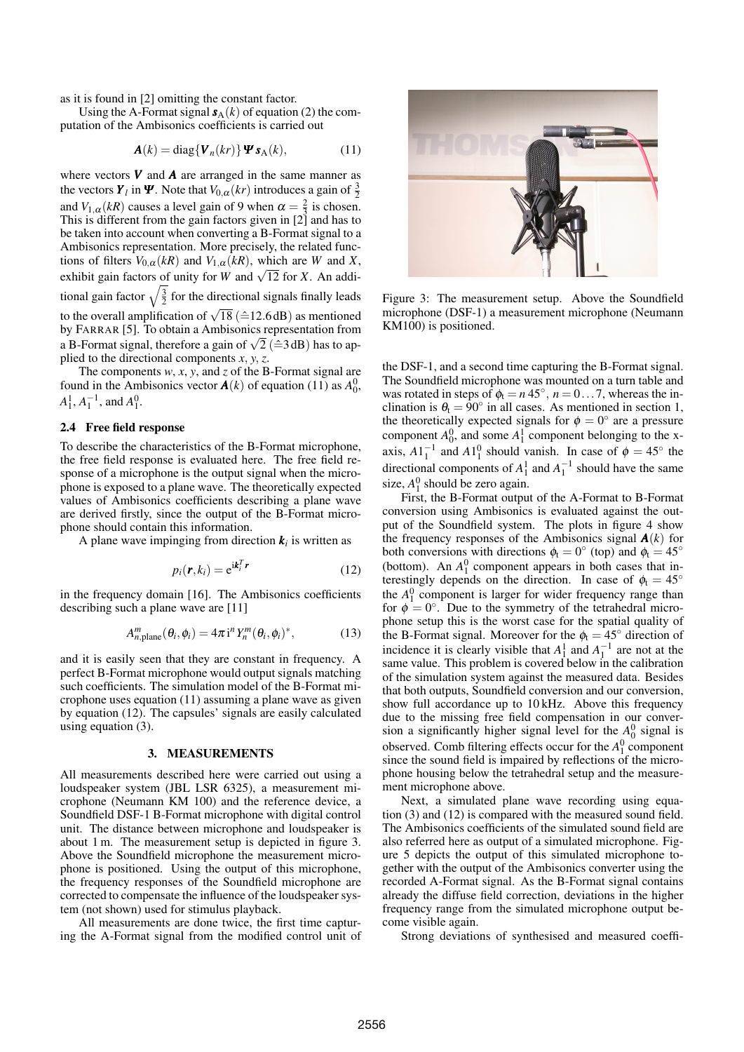as it is found in [2] omitting the constant factor.

Using the A-Format signal $\boldsymbol{s}_{\mathrm{A}}(k)$ of equation (2) the computation of the Ambisonics coefficients is carried out

$$\boldsymbol{A}(k) = \mathrm{diag}\{\boldsymbol{V}_n(kr)\}\,\boldsymbol{\Psi}\,\boldsymbol{s}_{\mathrm{A}}(k), \tag{11}$$

where vectors $\boldsymbol{V}$ and $\boldsymbol{A}$ are arranged in the same manner as the vectors $\boldsymbol{Y}_l$ in $\boldsymbol{\Psi}$. Note that $V_{0,\alpha}(kr)$ introduces a gain of $\frac{3}{2}$ and $V_{1,\alpha}(kR)$ causes a level gain of 9 when $\alpha = \frac{2}{3}$ is chosen. This is different from the gain factors given in [2] and has to be taken into account when converting a B-Format signal to a Ambisonics representation. More precisely, the related functions of filters $V_{0,\alpha}(kR)$ and $V_{1,\alpha}(kR)$, which are $W$ and $X$, exhibit gain factors of unity for $W$ and $\sqrt{12}$ for $X$. An additional gain factor $\sqrt{\frac{3}{2}}$ for the directional signals finally leads to the overall amplification of $\sqrt{18}$ ($\hat{=}12.6\,\mathrm{dB}$) as mentioned by Farrar [5]. To obtain a Ambisonics representation from a B-Format signal, therefore a gain of $\sqrt{2}$ ($\hat{=}3\,\mathrm{dB}$) has to applied to the directional components $x$, $y$, $z$.

The components $w$, $x$, $y$, and $z$ of the B-Format signal are found in the Ambisonics vector $\boldsymbol{A}(k)$ of equation (11) as $A_0^0$, $A_1^1$, $A_1^{-1}$, and $A_1^0$.

### 2.4 Free field response

To describe the characteristics of the B-Format microphone, the free field response is evaluated here. The free field response of a microphone is the output signal when the microphone is exposed to a plane wave. The theoretically expected values of Ambisonics coefficients describing a plane wave are derived firstly, since the output of the B-Format microphone should contain this information.

A plane wave impinging from direction $\boldsymbol{k}_i$ is written as

$$p_i(\boldsymbol{r}, k_i) = \mathrm{e}^{\mathrm{i}\boldsymbol{k}_i^T\boldsymbol{r}} \tag{12}$$

in the frequency domain [16]. The Ambisonics coefficients describing such a plane wave are [11]

$$A_{n,\mathrm{plane}}^m(\theta_i, \phi_i) = 4\pi\,\mathrm{i}^n\,Y_n^m(\theta_i, \phi_i)^*, \tag{13}$$

and it is easily seen that they are constant in frequency. A perfect B-Format microphone would output signals matching such coefficients. The simulation model of the B-Format microphone uses equation (11) assuming a plane wave as given by equation (12). The capsules' signals are easily calculated using equation (3).

## 3. MEASUREMENTS

All measurements described here were carried out using a loudspeaker system (JBL LSR 6325), a measurement microphone (Neumann KM 100) and the reference device, a Soundfield DSF-1 B-Format microphone with digital control unit. The distance between microphone and loudspeaker is about 1 m. The measurement setup is depicted in figure 3. Above the Soundfield microphone the measurement microphone is positioned. Using the output of this microphone, the frequency responses of the Soundfield microphone are corrected to compensate the influence of the loudspeaker system (not shown) used for stimulus playback.

All measurements are done twice, the first time capturing the A-Format signal from the modified control unit of the DSF-1, and a second time capturing the B-Format signal. The Soundfield microphone was mounted on a turn table and was rotated in steps of $\phi_t = n\,45^\circ$, $n = 0\ldots7$, whereas the inclination is $\theta_t = 90^\circ$ in all cases. As mentioned in section 1, the theoretically expected signals for $\phi = 0^\circ$ are a pressure component $A_0^0$, and some $A_1^1$ component belonging to the x-axis, $A1_1^{-1}$ and $A1_1^0$ should vanish. In case of $\phi = 45^\circ$ the directional components of $A_1^1$ and $A_1^{-1}$ should have the same size, $A_1^0$ should be zero again.

Figure 3: The measurement setup. Above the Soundfield microphone (DSF-1) a measurement microphone (Neumann KM100) is positioned.

First, the B-Format output of the A-Format to B-Format conversion using Ambisonics is evaluated against the output of the Soundfield system. The plots in figure 4 show the frequency responses of the Ambisonics signal $\boldsymbol{A}(k)$ for both conversions with directions $\phi_t = 0^\circ$ (top) and $\phi_t = 45^\circ$ (bottom). An $A_1^0$ component appears in both cases that interestingly depends on the direction. In case of $\phi_t = 45^\circ$ the $A_1^0$ component is larger for wider frequency range than for $\phi = 0^\circ$. Due to the symmetry of the tetrahedral microphone setup this is the worst case for the spatial quality of the B-Format signal. Moreover for the $\phi_t = 45^\circ$ direction of incidence it is clearly visible that $A_1^1$ and $A_1^{-1}$ are not at the same value. This problem is covered below in the calibration of the simulation system against the measured data. Besides that both outputs, Soundfield conversion and our conversion, show full accordance up to 10 kHz. Above this frequency due to the missing free field compensation in our conversion a significantly higher signal level for the $A_0^0$ signal is observed. Comb filtering effects occur for the $A_1^0$ component since the sound field is impaired by reflections of the microphone housing below the tetrahedral setup and the measurement microphone above.

Next, a simulated plane wave recording using equation (3) and (12) is compared with the measured sound field. The Ambisonics coefficients of the simulated sound field are also referred here as output of a simulated microphone. Figure 5 depicts the output of this simulated microphone together with the output of the Ambisonics converter using the recorded A-Format signal. As the B-Format signal contains already the diffuse field correction, deviations in the higher frequency range from the simulated microphone output become visible again.

Strong deviations of synthesised and measured coeffi-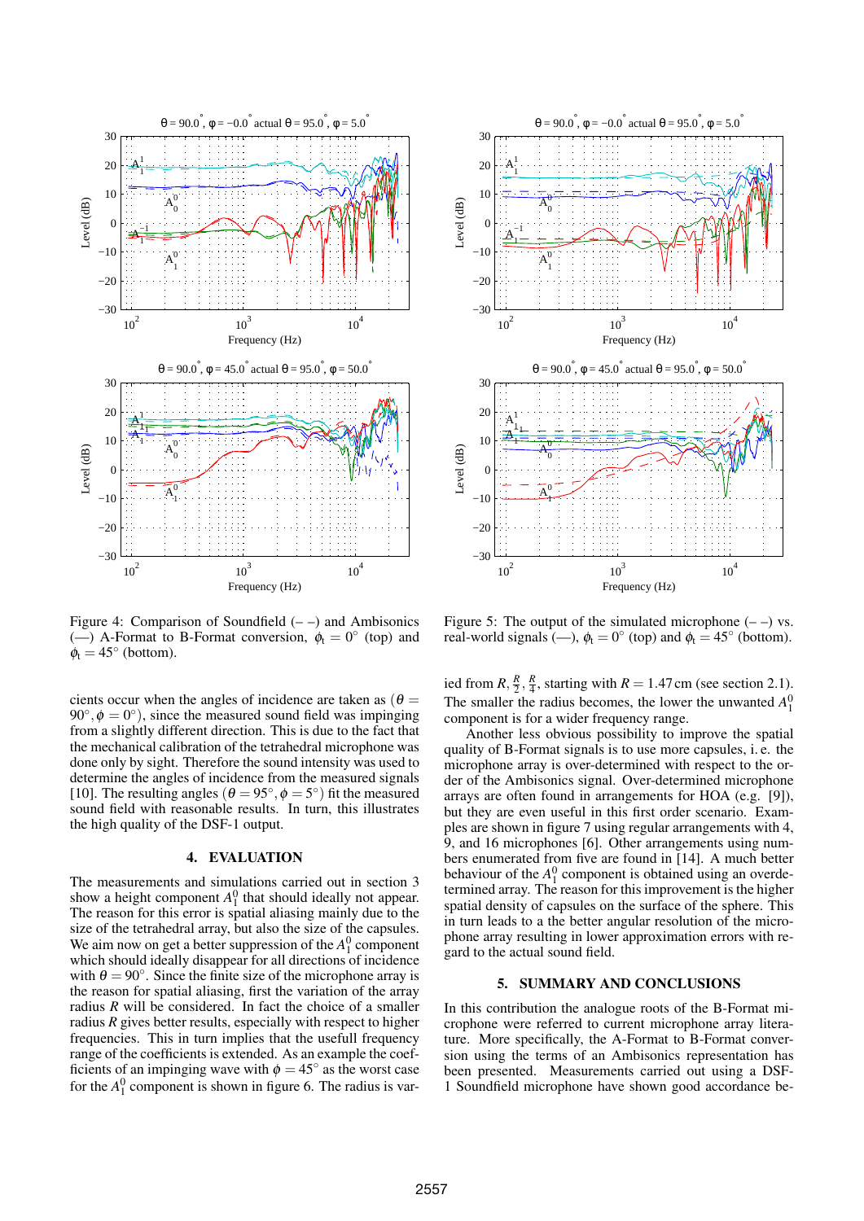Figure 4: Comparison of Soundfield (– –) and Ambisonics (—) A-Format to B-Format conversion, $\phi_t = 0°$ (top) and $\phi_t = 45°$ (bottom).

Figure 5: The output of the simulated microphone (– –) vs. real-world signals (—), $\phi_t = 0°$ (top) and $\phi_t = 45°$ (bottom).

cients occur when the angles of incidence are taken as ($\theta = 90°, \phi = 0°$), since the measured sound field was impinging from a slightly different direction. This is due to the fact that the mechanical calibration of the tetrahedral microphone was done only by sight. Therefore the sound intensity was used to determine the angles of incidence from the measured signals [10]. The resulting angles ($\theta = 95°, \phi = 5°$) fit the measured sound field with reasonable results. In turn, this illustrates the high quality of the DSF-1 output.

## 4. EVALUATION

The measurements and simulations carried out in section 3 show a height component $A_1^0$ that should ideally not appear. The reason for this error is spatial aliasing mainly due to the size of the tetrahedral array, but also the size of the capsules. We aim now on get a better suppression of the $A_1^0$ component which should ideally disappear for all directions of incidence with $\theta = 90°$. Since the finite size of the microphone array is the reason for spatial aliasing, first the variation of the array radius $R$ will be considered. In fact the choice of a smaller radius $R$ gives better results, especially with respect to higher frequencies. This in turn implies that the usefull frequency range of the coefficients is extended. As an example the coefficients of an impinging wave with $\phi = 45°$ as the worst case for the $A_1^0$ component is shown in figure 6. The radius is varied from $R$, $\frac{R}{2}$, $\frac{R}{4}$, starting with $R = 1.47$ cm (see section 2.1). The smaller the radius becomes, the lower the unwanted $A_1^0$ component is for a wider frequency range.

Another less obvious possibility to improve the spatial quality of B-Format signals is to use more capsules, i. e. the microphone array is over-determined with respect to the order of the Ambisonics signal. Over-determined microphone arrays are often found in arrangements for HOA (e.g. [9]), but they are even useful in this first order scenario. Examples are shown in figure 7 using regular arrangements with 4, 9, and 16 microphones [6]. Other arrangements using numbers enumerated from five are found in [14]. A much better behaviour of the $A_1^0$ component is obtained using an overdetermined array. The reason for this improvement is the higher spatial density of capsules on the surface of the sphere. This in turn leads to a the better angular resolution of the microphone array resulting in lower approximation errors with regard to the actual sound field.

## 5. SUMMARY AND CONCLUSIONS

In this contribution the analogue roots of the B-Format microphone were referred to current microphone array literature. More specifically, the A-Format to B-Format conversion using the terms of an Ambisonics representation has been presented. Measurements carried out using a DSF-1 Soundfield microphone have shown good accordance be-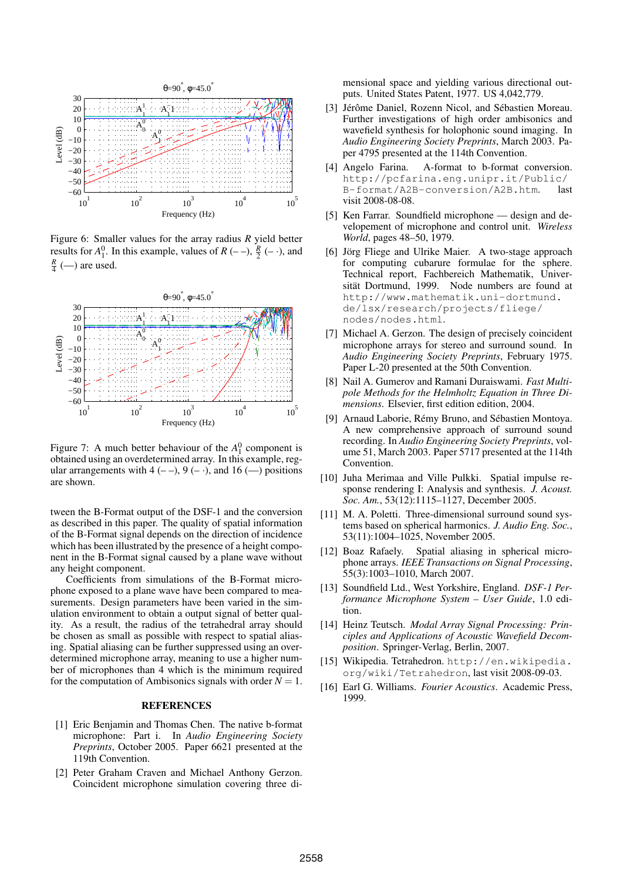θ=90°, φ=45.0°

Level (dB)

Frequency (Hz)

Figure 6: Smaller values for the array radius $R$ yield better results for $A_1^0$. In this example, values of $R$ (– –), $\frac{R}{2}$ (– ·), and $\frac{R}{4}$ (—) are used.

θ=90°, φ=45.0°

Level (dB)

Frequency (Hz)

Figure 7: A much better behaviour of the $A_1^0$ component is obtained using an overdetermined array. In this example, regular arrangements with 4 (– –), 9 (– ·), and 16 (—) positions are shown.

tween the B-Format output of the DSF-1 and the conversion as described in this paper. The quality of spatial information of the B-Format signal depends on the direction of incidence which has been illustrated by the presence of a height component in the B-Format signal caused by a plane wave without any height component.

Coefficients from simulations of the B-Format microphone exposed to a plane wave have been compared to measurements. Design parameters have been varied in the simulation environment to obtain a output signal of better quality. As a result, the radius of the tetrahedral array should be chosen as small as possible with respect to spatial aliasing. Spatial aliasing can be further suppressed using an overdetermined microphone array, meaning to use a higher number of microphones than 4 which is the minimum required for the computation of Ambisonics signals with order $N = 1$.

## REFERENCES

[1] Eric Benjamin and Thomas Chen. The native b-format microphone: Part i. In *Audio Engineering Society Preprints*, October 2005. Paper 6621 presented at the 119th Convention.

[2] Peter Graham Craven and Michael Anthony Gerzon. Coincident microphone simulation covering three dimensional space and yielding various directional outputs. United States Patent, 1977. US 4,042,779.

[3] Jérôme Daniel, Rozenn Nicol, and Sébastien Moreau. Further investigations of high order ambisonics and wavefield synthesis for holophonic sound imaging. In *Audio Engineering Society Preprints*, March 2003. Paper 4795 presented at the 114th Convention.

[4] Angelo Farina. A-format to b-format conversion. http://pcfarina.eng.unipr.it/Public/B-format/A2B-conversion/A2B.htm. last visit 2008-08-08.

[5] Ken Farrar. Soundfield microphone — design and developement of microphone and control unit. *Wireless World*, pages 48–50, 1979.

[6] Jörg Fliege and Ulrike Maier. A two-stage approach for computing cubarure formulae for the sphere. Technical report, Fachbereich Mathematik, Universität Dortmund, 1999. Node numbers are found at http://www.mathematik.uni-dortmund.de/lsx/research/projects/fliege/nodes/nodes.html.

[7] Michael A. Gerzon. The design of precisely coincident microphone arrays for stereo and surround sound. In *Audio Engineering Society Preprints*, February 1975. Paper L-20 presented at the 50th Convention.

[8] Nail A. Gumerov and Ramani Duraiswami. *Fast Multipole Methods for the Helmholtz Equation in Three Dimensions*. Elsevier, first edition edition, 2004.

[9] Arnaud Laborie, Rémy Bruno, and Sébastien Montoya. A new comprehensive approach of surround sound recording. In *Audio Engineering Society Preprints*, volume 51, March 2003. Paper 5717 presented at the 114th Convention.

[10] Juha Merimaa and Ville Pulkki. Spatial impulse response rendering I: Analysis and synthesis. *J. Acoust. Soc. Am.*, 53(12):1115–1127, December 2005.

[11] M. A. Poletti. Three-dimensional surround sound systems based on spherical harmonics. *J. Audio Eng. Soc.*, 53(11):1004–1025, November 2005.

[12] Boaz Rafaely. Spatial aliasing in spherical microphone arrays. *IEEE Transactions on Signal Processing*, 55(3):1003–1010, March 2007.

[13] Soundfield Ltd., West Yorkshire, England. *DSF-1 Performance Microphone System – User Guide*, 1.0 edition.

[14] Heinz Teutsch. *Modal Array Signal Processing: Principles and Applications of Acoustic Wavefield Decomposition*. Springer-Verlag, Berlin, 2007.

[15] Wikipedia. Tetrahedron. http://en.wikipedia.org/wiki/Tetrahedron, last visit 2008-09-03.

[16] Earl G. Williams. *Fourier Acoustics*. Academic Press, 1999.